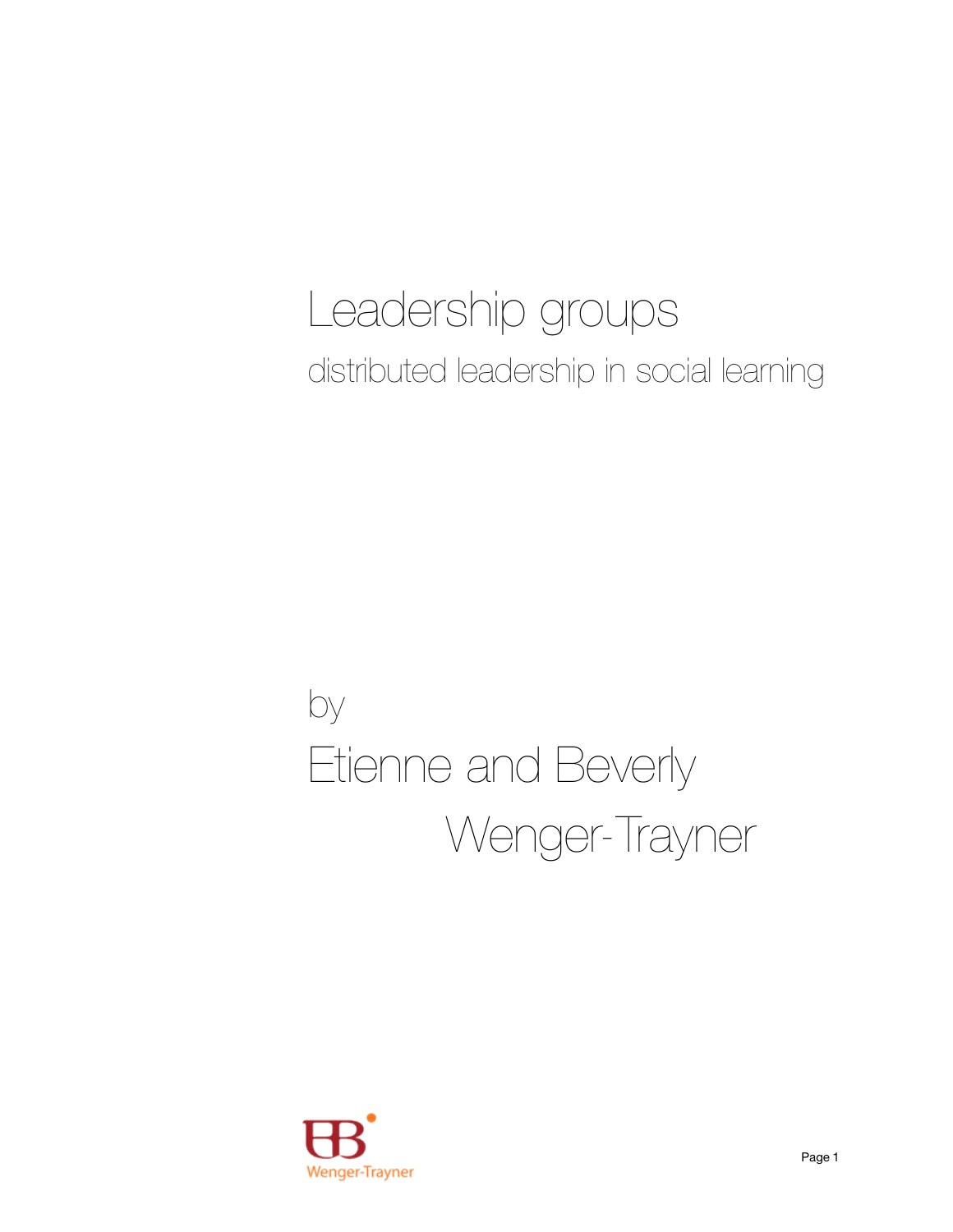# Leadership groups

## distributed leadership in social learning

by

Etienne and Beverly Wenger-Trayner

Wenger-Trayner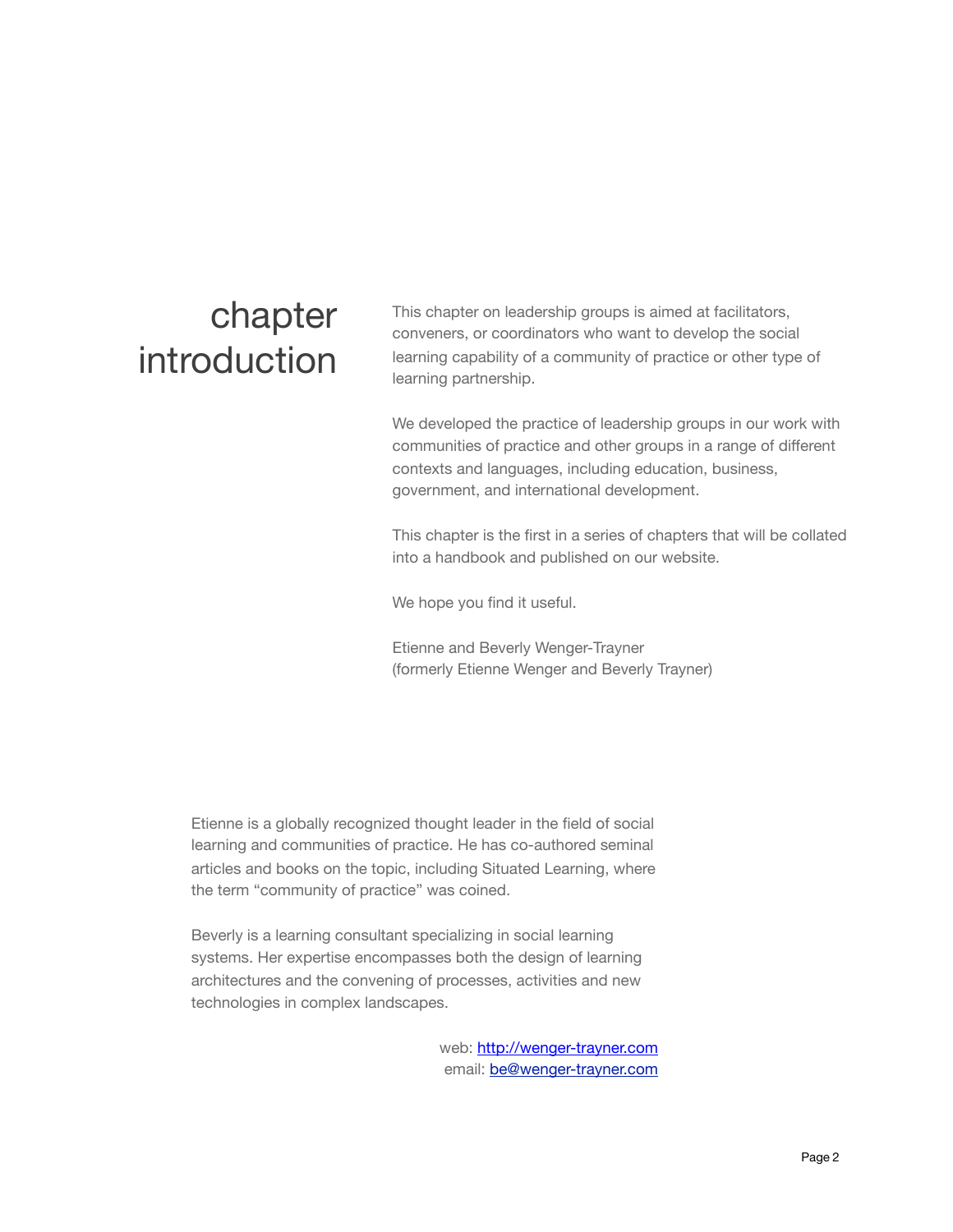# chapter introduction

This chapter on leadership groups is aimed at facilitators, conveners, or coordinators who want to develop the social learning capability of a community of practice or other type of learning partnership.

We developed the practice of leadership groups in our work with communities of practice and other groups in a range of different contexts and languages, including education, business, government, and international development.

This chapter is the first in a series of chapters that will be collated into a handbook and published on our website.

We hope you find it useful.

Etienne and Beverly Wenger-Trayner
(formerly Etienne Wenger and Beverly Trayner)

Etienne is a globally recognized thought leader in the field of social learning and communities of practice. He has co-authored seminal articles and books on the topic, including Situated Learning, where the term "community of practice" was coined.

Beverly is a learning consultant specializing in social learning systems. Her expertise encompasses both the design of learning architectures and the convening of processes, activities and new technologies in complex landscapes.

web: [http://wenger-trayner.com](http://wenger-trayner.com)
email: [be@wenger-trayner.com](mailto:be@wenger-trayner.com)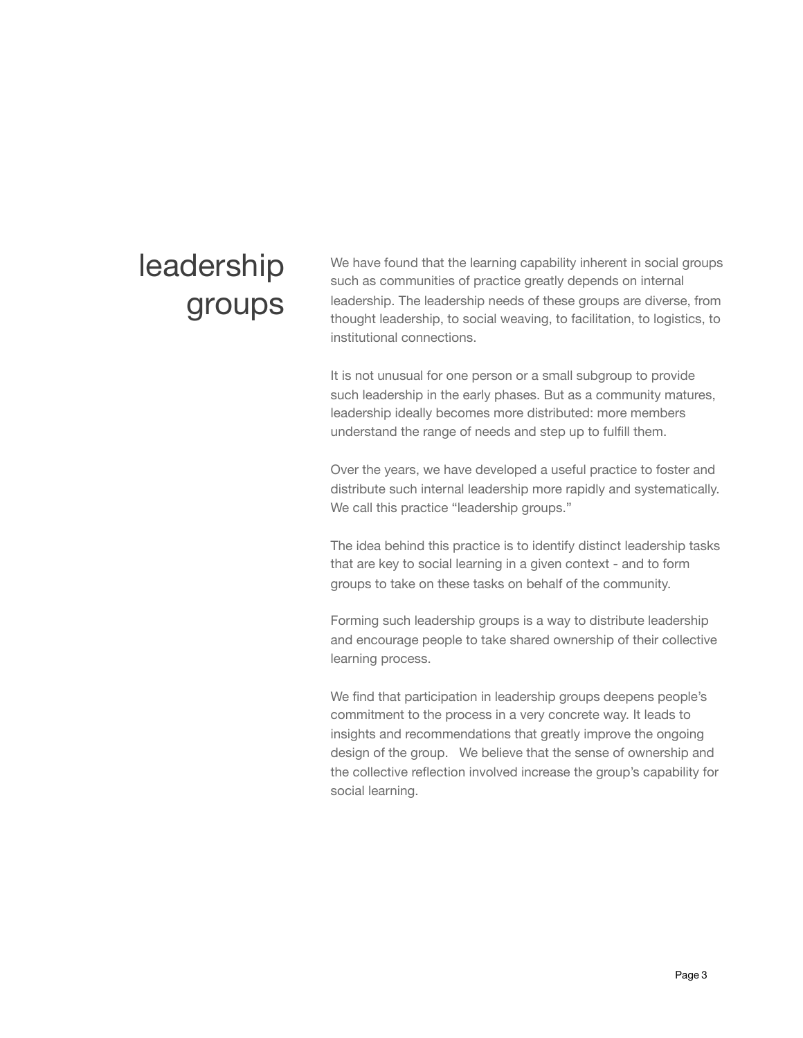# leadership groups

We have found that the learning capability inherent in social groups such as communities of practice greatly depends on internal leadership. The leadership needs of these groups are diverse, from thought leadership, to social weaving, to facilitation, to logistics, to institutional connections.

It is not unusual for one person or a small subgroup to provide such leadership in the early phases. But as a community matures, leadership ideally becomes more distributed: more members understand the range of needs and step up to fulfill them.

Over the years, we have developed a useful practice to foster and distribute such internal leadership more rapidly and systematically. We call this practice "leadership groups."

The idea behind this practice is to identify distinct leadership tasks that are key to social learning in a given context - and to form groups to take on these tasks on behalf of the community.

Forming such leadership groups is a way to distribute leadership and encourage people to take shared ownership of their collective learning process.

We find that participation in leadership groups deepens people's commitment to the process in a very concrete way. It leads to insights and recommendations that greatly improve the ongoing design of the group. We believe that the sense of ownership and the collective reflection involved increase the group's capability for social learning.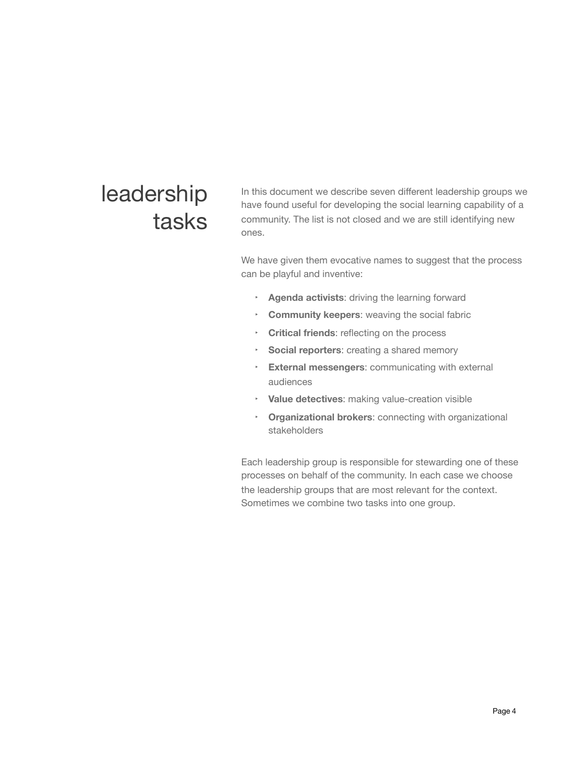# leadership tasks

In this document we describe seven different leadership groups we have found useful for developing the social learning capability of a community. The list is not closed and we are still identifying new ones.

We have given them evocative names to suggest that the process can be playful and inventive:

- **Agenda activists**: driving the learning forward
- **Community keepers**: weaving the social fabric
- **Critical friends**: reflecting on the process
- **Social reporters**: creating a shared memory
- **External messengers**: communicating with external audiences
- **Value detectives**: making value-creation visible
- **Organizational brokers**: connecting with organizational stakeholders

Each leadership group is responsible for stewarding one of these processes on behalf of the community. In each case we choose the leadership groups that are most relevant for the context. Sometimes we combine two tasks into one group.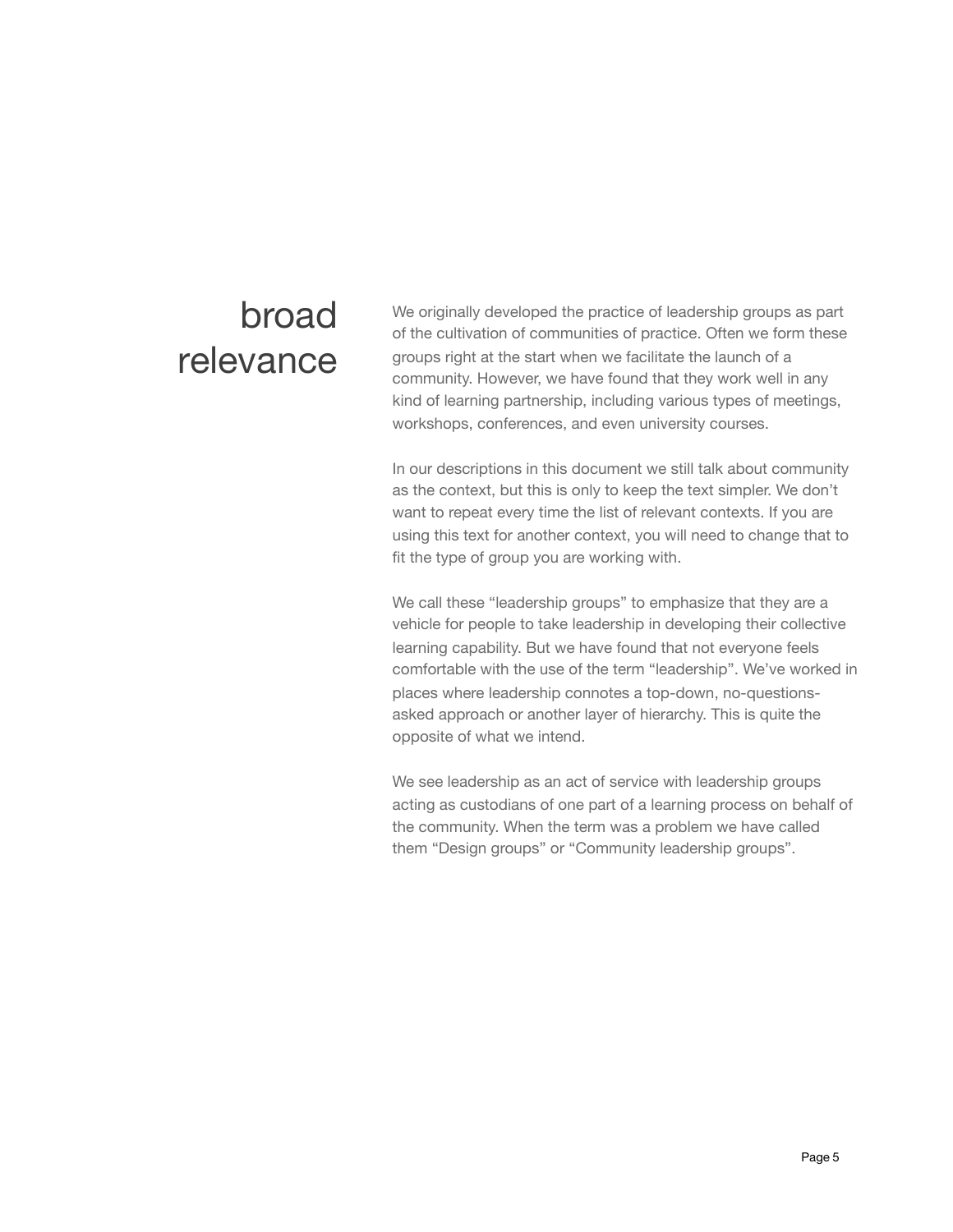## broad relevance

We originally developed the practice of leadership groups as part of the cultivation of communities of practice. Often we form these groups right at the start when we facilitate the launch of a community. However, we have found that they work well in any kind of learning partnership, including various types of meetings, workshops, conferences, and even university courses.

In our descriptions in this document we still talk about community as the context, but this is only to keep the text simpler. We don't want to repeat every time the list of relevant contexts. If you are using this text for another context, you will need to change that to fit the type of group you are working with.

We call these "leadership groups" to emphasize that they are a vehicle for people to take leadership in developing their collective learning capability. But we have found that not everyone feels comfortable with the use of the term "leadership". We've worked in places where leadership connotes a top-down, no-questions-asked approach or another layer of hierarchy. This is quite the opposite of what we intend.

We see leadership as an act of service with leadership groups acting as custodians of one part of a learning process on behalf of the community. When the term was a problem we have called them "Design groups" or "Community leadership groups".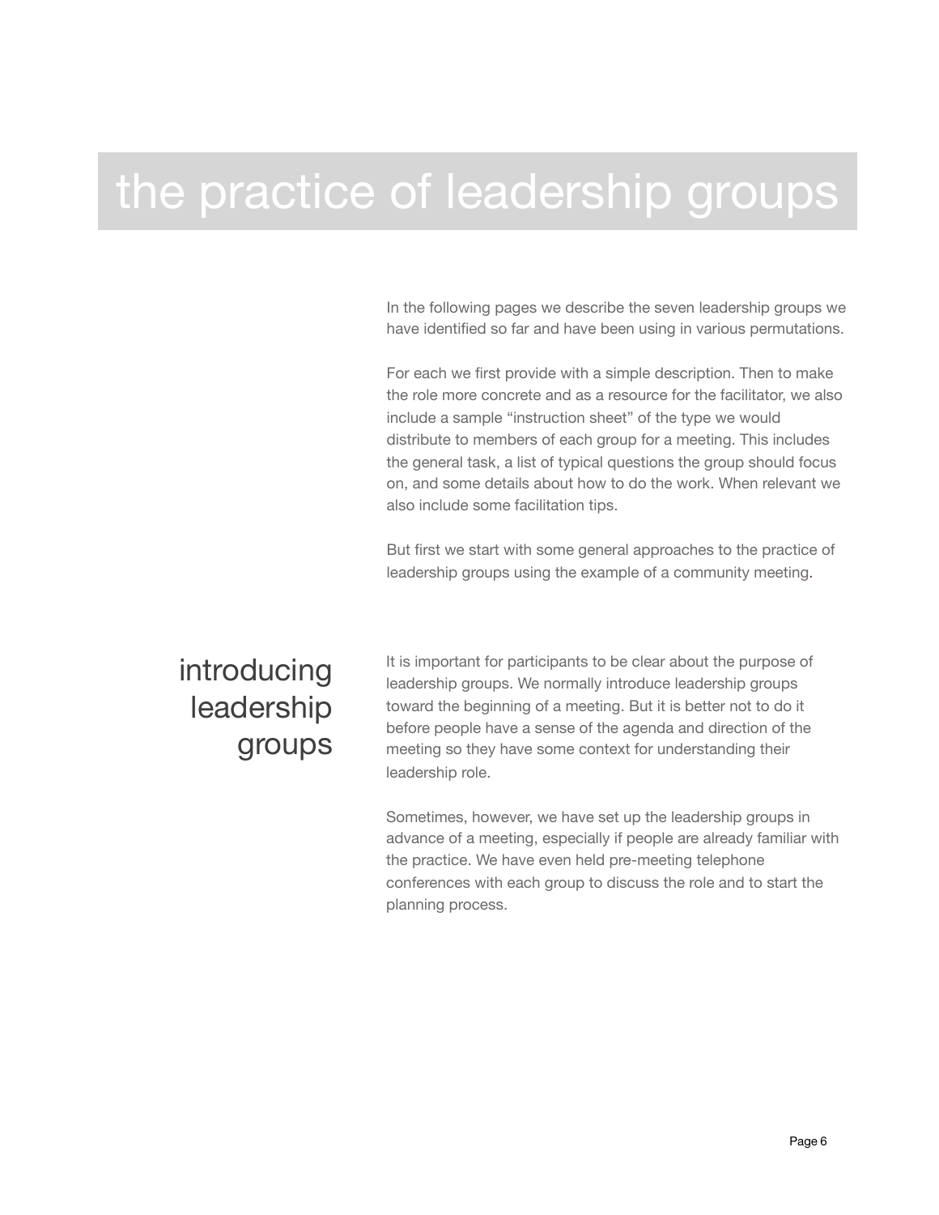# the practice of leadership groups

In the following pages we describe the seven leadership groups we have identified so far and have been using in various permutations.

For each we first provide with a simple description. Then to make the role more concrete and as a resource for the facilitator, we also include a sample "instruction sheet" of the type we would distribute to members of each group for a meeting. This includes the general task, a list of typical questions the group should focus on, and some details about how to do the work. When relevant we also include some facilitation tips.

But first we start with some general approaches to the practice of leadership groups using the example of a community meeting.

## introducing leadership groups

It is important for participants to be clear about the purpose of leadership groups. We normally introduce leadership groups toward the beginning of a meeting. But it is better not to do it before people have a sense of the agenda and direction of the meeting so they have some context for understanding their leadership role.

Sometimes, however, we have set up the leadership groups in advance of a meeting, especially if people are already familiar with the practice. We have even held pre-meeting telephone conferences with each group to discuss the role and to start the planning process.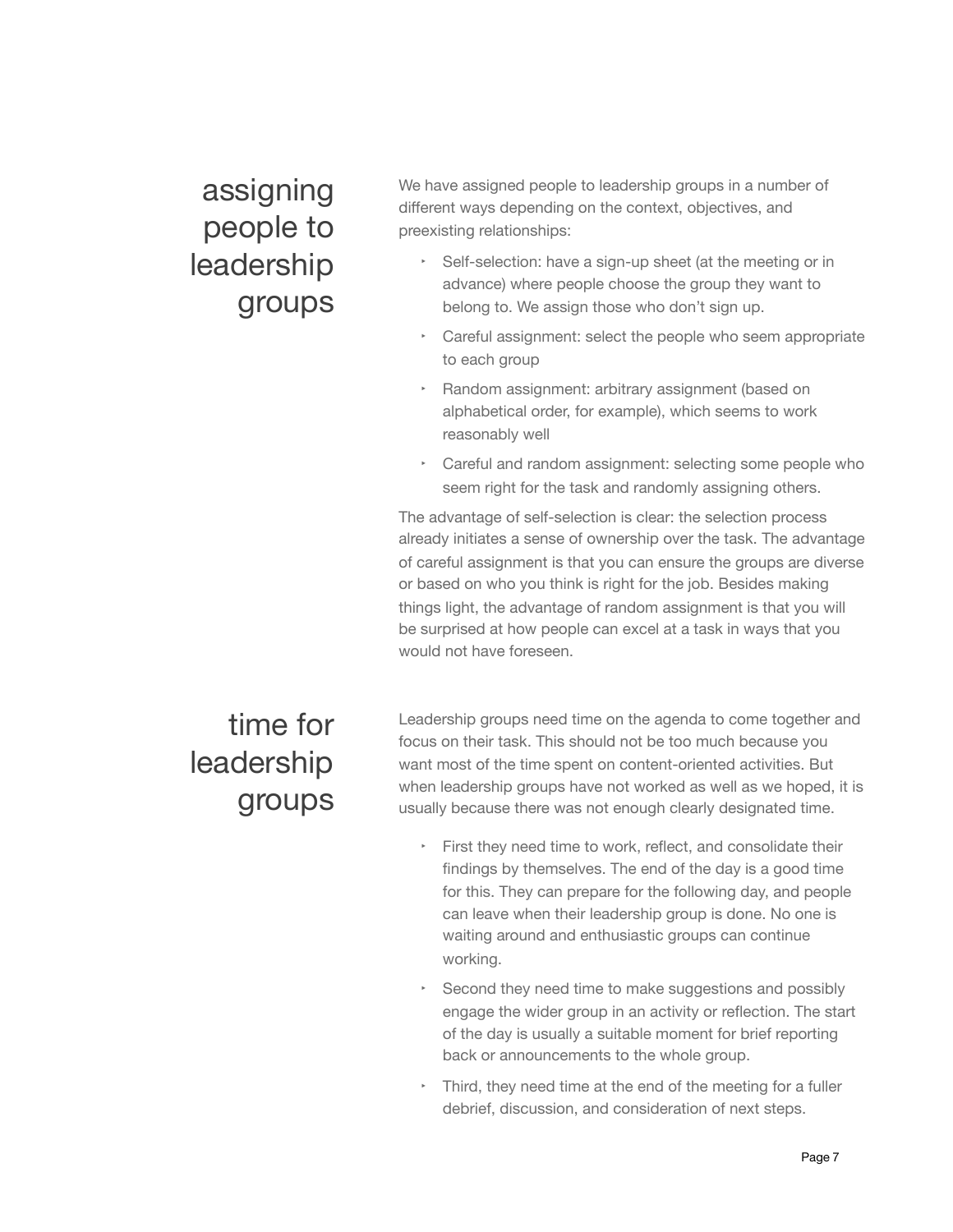## assigning people to leadership groups

We have assigned people to leadership groups in a number of different ways depending on the context, objectives, and preexisting relationships:

- Self-selection: have a sign-up sheet (at the meeting or in advance) where people choose the group they want to belong to. We assign those who don't sign up.
- Careful assignment: select the people who seem appropriate to each group
- Random assignment: arbitrary assignment (based on alphabetical order, for example), which seems to work reasonably well
- Careful and random assignment: selecting some people who seem right for the task and randomly assigning others.

The advantage of self-selection is clear: the selection process already initiates a sense of ownership over the task. The advantage of careful assignment is that you can ensure the groups are diverse or based on who you think is right for the job. Besides making things light, the advantage of random assignment is that you will be surprised at how people can excel at a task in ways that you would not have foreseen.

## time for leadership groups

Leadership groups need time on the agenda to come together and focus on their task. This should not be too much because you want most of the time spent on content-oriented activities. But when leadership groups have not worked as well as we hoped, it is usually because there was not enough clearly designated time.

- First they need time to work, reflect, and consolidate their findings by themselves. The end of the day is a good time for this. They can prepare for the following day, and people can leave when their leadership group is done. No one is waiting around and enthusiastic groups can continue working.
- Second they need time to make suggestions and possibly engage the wider group in an activity or reflection. The start of the day is usually a suitable moment for brief reporting back or announcements to the whole group.
- Third, they need time at the end of the meeting for a fuller debrief, discussion, and consideration of next steps.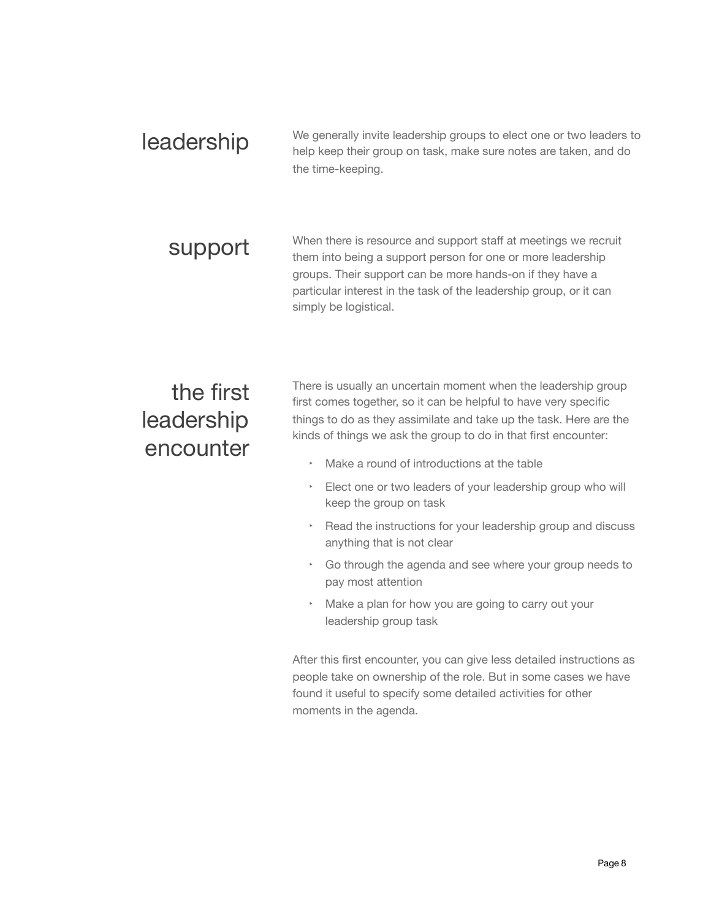## leadership

We generally invite leadership groups to elect one or two leaders to help keep their group on task, make sure notes are taken, and do the time-keeping.

## support

When there is resource and support staff at meetings we recruit them into being a support person for one or more leadership groups. Their support can be more hands-on if they have a particular interest in the task of the leadership group, or it can simply be logistical.

## the first leadership encounter

There is usually an uncertain moment when the leadership group first comes together, so it can be helpful to have very specific things to do as they assimilate and take up the task. Here are the kinds of things we ask the group to do in that first encounter:

- Make a round of introductions at the table
- Elect one or two leaders of your leadership group who will keep the group on task
- Read the instructions for your leadership group and discuss anything that is not clear
- Go through the agenda and see where your group needs to pay most attention
- Make a plan for how you are going to carry out your leadership group task

After this first encounter, you can give less detailed instructions as people take on ownership of the role. But in some cases we have found it useful to specify some detailed activities for other moments in the agenda.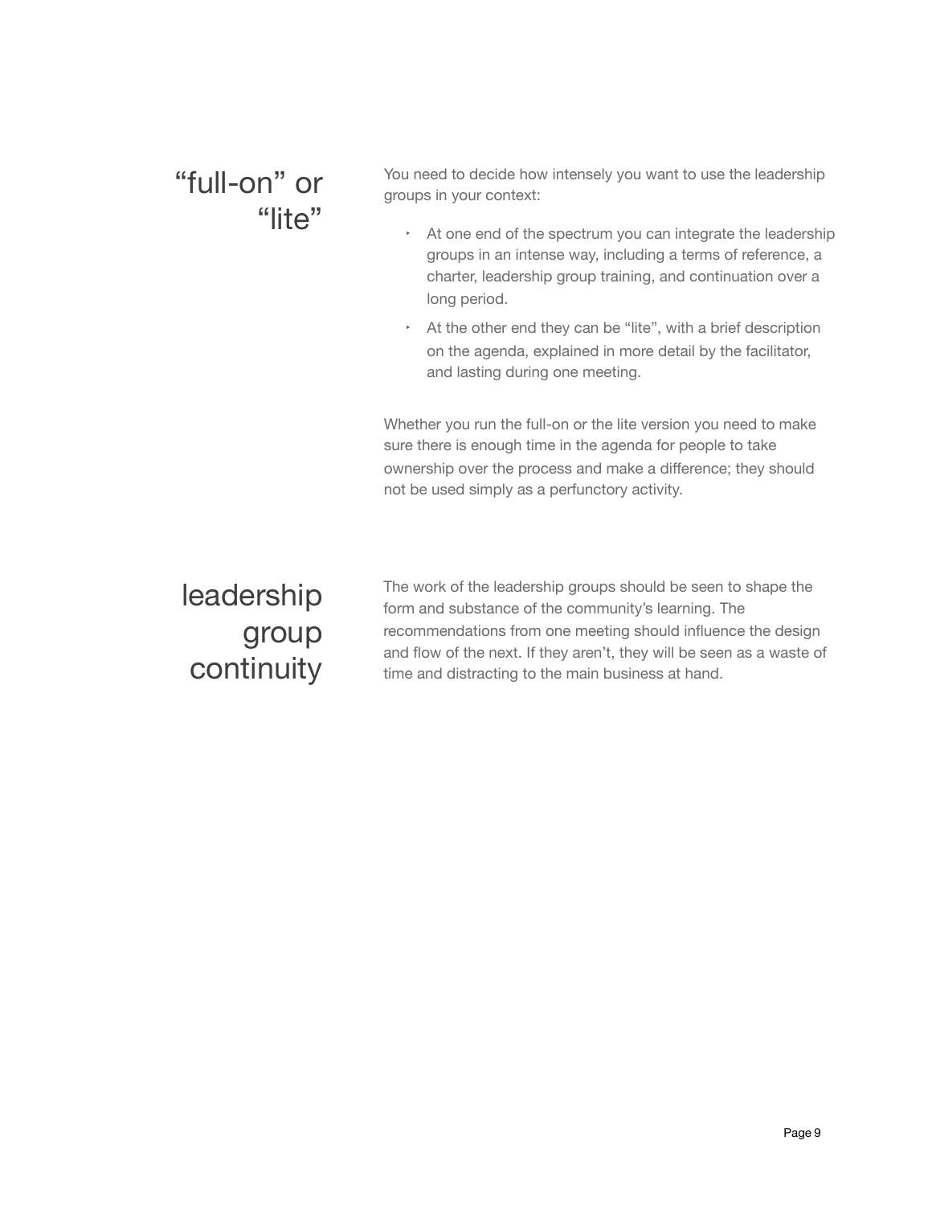## “full-on” or “lite”

You need to decide how intensely you want to use the leadership groups in your context:

- At one end of the spectrum you can integrate the leadership groups in an intense way, including a terms of reference, a charter, leadership group training, and continuation over a long period.
- At the other end they can be “lite”, with a brief description on the agenda, explained in more detail by the facilitator, and lasting during one meeting.

Whether you run the full-on or the lite version you need to make sure there is enough time in the agenda for people to take ownership over the process and make a difference; they should not be used simply as a perfunctory activity.

## leadership group continuity

The work of the leadership groups should be seen to shape the form and substance of the community’s learning. The recommendations from one meeting should influence the design and flow of the next. If they aren’t, they will be seen as a waste of time and distracting to the main business at hand.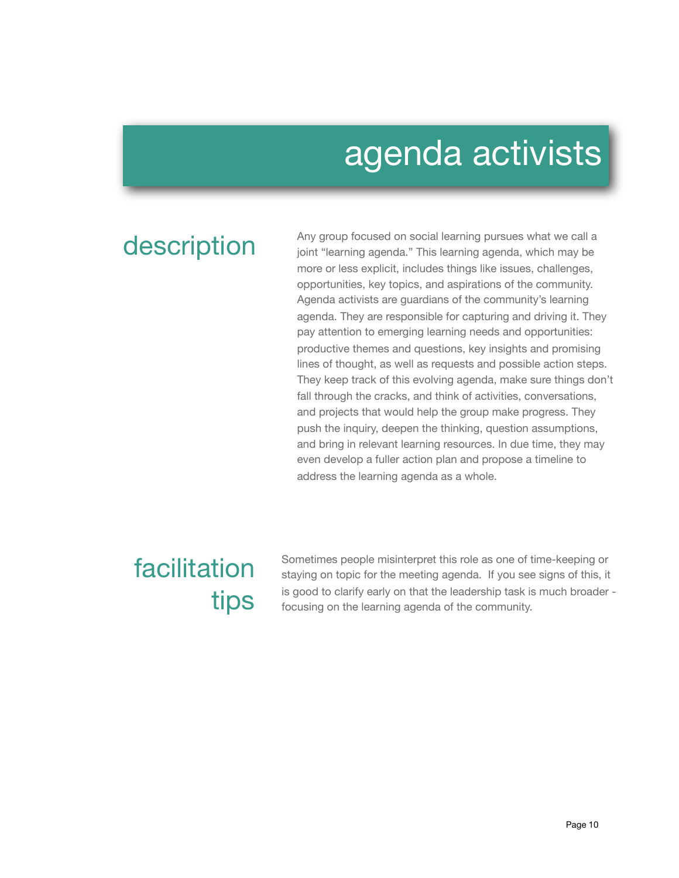# agenda activists

## description

Any group focused on social learning pursues what we call a joint "learning agenda." This learning agenda, which may be more or less explicit, includes things like issues, challenges, opportunities, key topics, and aspirations of the community. Agenda activists are guardians of the community's learning agenda. They are responsible for capturing and driving it. They pay attention to emerging learning needs and opportunities: productive themes and questions, key insights and promising lines of thought, as well as requests and possible action steps. They keep track of this evolving agenda, make sure things don't fall through the cracks, and think of activities, conversations, and projects that would help the group make progress. They push the inquiry, deepen the thinking, question assumptions, and bring in relevant learning resources. In due time, they may even develop a fuller action plan and propose a timeline to address the learning agenda as a whole.

## facilitation tips

Sometimes people misinterpret this role as one of time-keeping or staying on topic for the meeting agenda. If you see signs of this, it is good to clarify early on that the leadership task is much broader - focusing on the learning agenda of the community.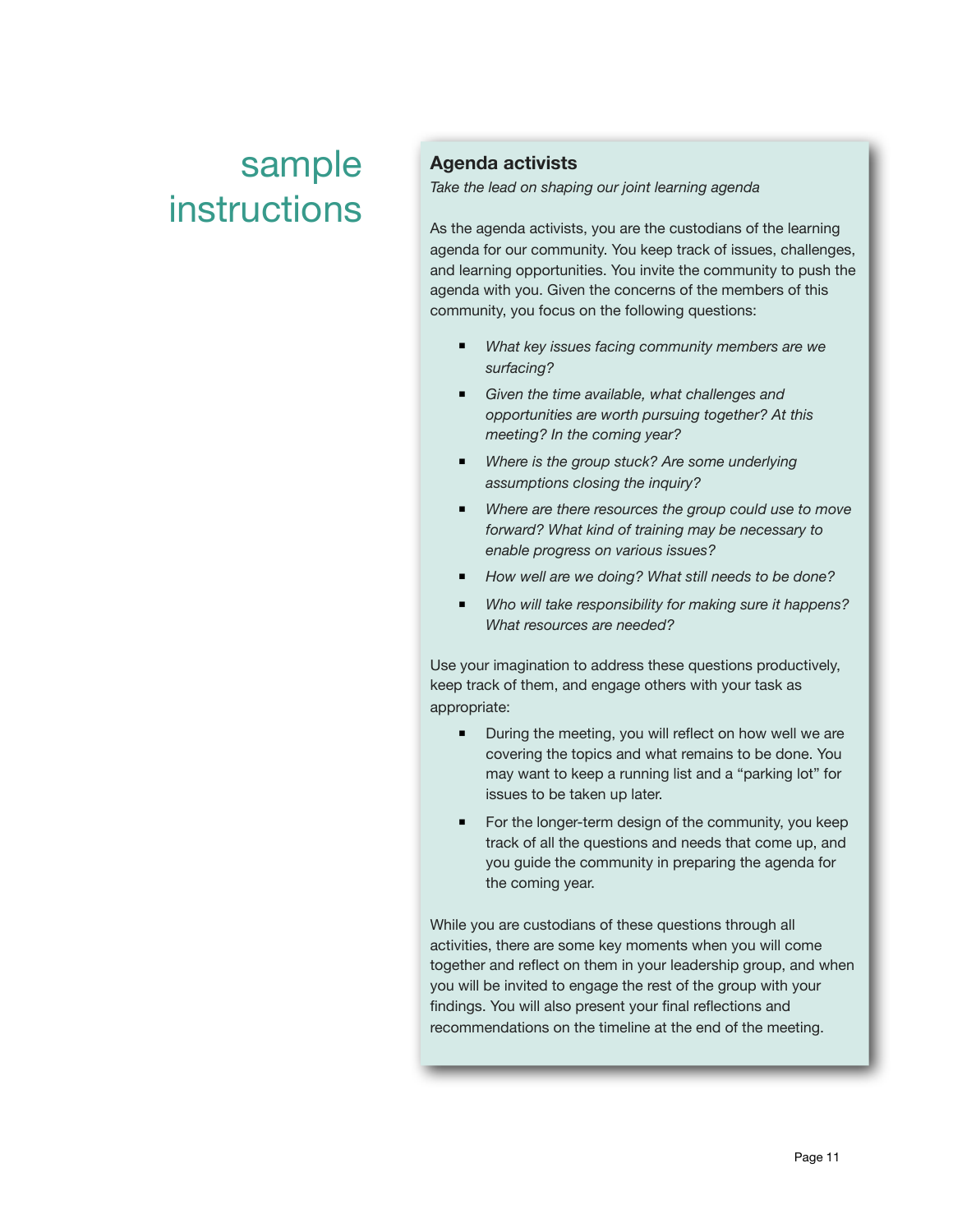# sample instructions

## Agenda activists

*Take the lead on shaping our joint learning agenda*

As the agenda activists, you are the custodians of the learning agenda for our community. You keep track of issues, challenges, and learning opportunities. You invite the community to push the agenda with you. Given the concerns of the members of this community, you focus on the following questions:

- *What key issues facing community members are we surfacing?*
- *Given the time available, what challenges and opportunities are worth pursuing together? At this meeting? In the coming year?*
- *Where is the group stuck? Are some underlying assumptions closing the inquiry?*
- *Where are there resources the group could use to move forward? What kind of training may be necessary to enable progress on various issues?*
- *How well are we doing? What still needs to be done?*
- *Who will take responsibility for making sure it happens? What resources are needed?*

Use your imagination to address these questions productively, keep track of them, and engage others with your task as appropriate:

- During the meeting, you will reflect on how well we are covering the topics and what remains to be done. You may want to keep a running list and a "parking lot" for issues to be taken up later.
- For the longer-term design of the community, you keep track of all the questions and needs that come up, and you guide the community in preparing the agenda for the coming year.

While you are custodians of these questions through all activities, there are some key moments when you will come together and reflect on them in your leadership group, and when you will be invited to engage the rest of the group with your findings. You will also present your final reflections and recommendations on the timeline at the end of the meeting.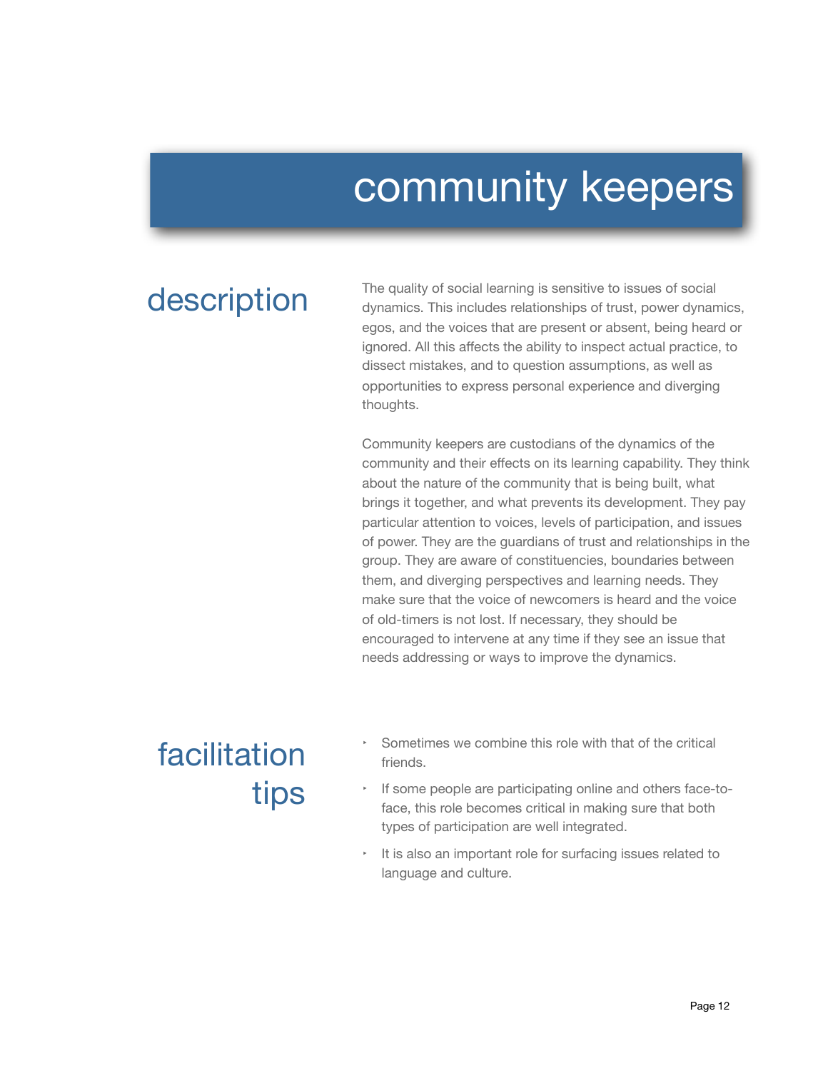# community keepers

## description

The quality of social learning is sensitive to issues of social dynamics. This includes relationships of trust, power dynamics, egos, and the voices that are present or absent, being heard or ignored. All this affects the ability to inspect actual practice, to dissect mistakes, and to question assumptions, as well as opportunities to express personal experience and diverging thoughts.

Community keepers are custodians of the dynamics of the community and their effects on its learning capability. They think about the nature of the community that is being built, what brings it together, and what prevents its development. They pay particular attention to voices, levels of participation, and issues of power. They are the guardians of trust and relationships in the group. They are aware of constituencies, boundaries between them, and diverging perspectives and learning needs. They make sure that the voice of newcomers is heard and the voice of old-timers is not lost. If necessary, they should be encouraged to intervene at any time if they see an issue that needs addressing or ways to improve the dynamics.

## facilitation tips

- Sometimes we combine this role with that of the critical friends.
- If some people are participating online and others face-to-face, this role becomes critical in making sure that both types of participation are well integrated.
- It is also an important role for surfacing issues related to language and culture.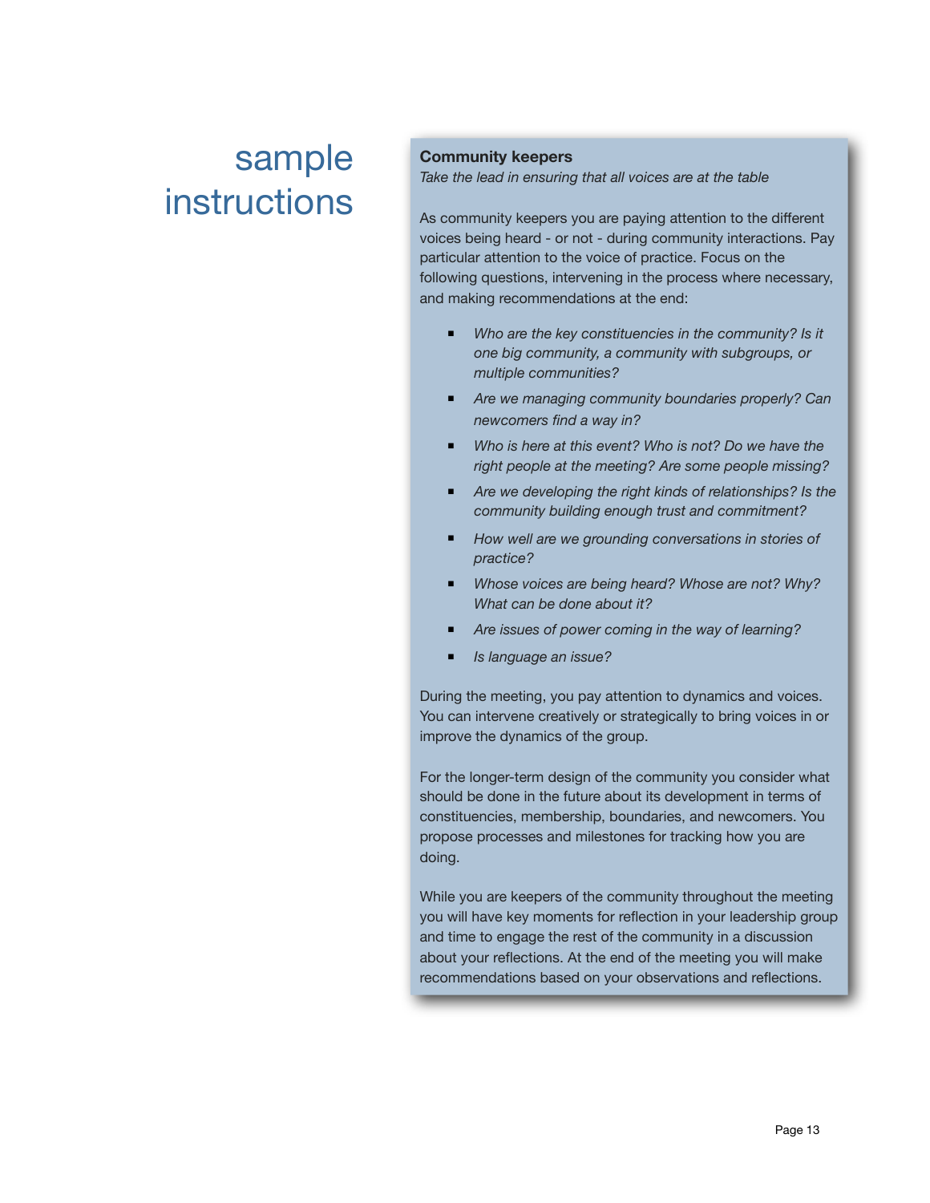# sample instructions

**Community keepers**

*Take the lead in ensuring that all voices are at the table*

As community keepers you are paying attention to the different voices being heard - or not - during community interactions. Pay particular attention to the voice of practice. Focus on the following questions, intervening in the process where necessary, and making recommendations at the end:

- *Who are the key constituencies in the community? Is it one big community, a community with subgroups, or multiple communities?*
- *Are we managing community boundaries properly? Can newcomers find a way in?*
- *Who is here at this event? Who is not? Do we have the right people at the meeting? Are some people missing?*
- *Are we developing the right kinds of relationships? Is the community building enough trust and commitment?*
- *How well are we grounding conversations in stories of practice?*
- *Whose voices are being heard? Whose are not? Why? What can be done about it?*
- *Are issues of power coming in the way of learning?*
- *Is language an issue?*

During the meeting, you pay attention to dynamics and voices. You can intervene creatively or strategically to bring voices in or improve the dynamics of the group.

For the longer-term design of the community you consider what should be done in the future about its development in terms of constituencies, membership, boundaries, and newcomers. You propose processes and milestones for tracking how you are doing.

While you are keepers of the community throughout the meeting you will have key moments for reflection in your leadership group and time to engage the rest of the community in a discussion about your reflections. At the end of the meeting you will make recommendations based on your observations and reflections.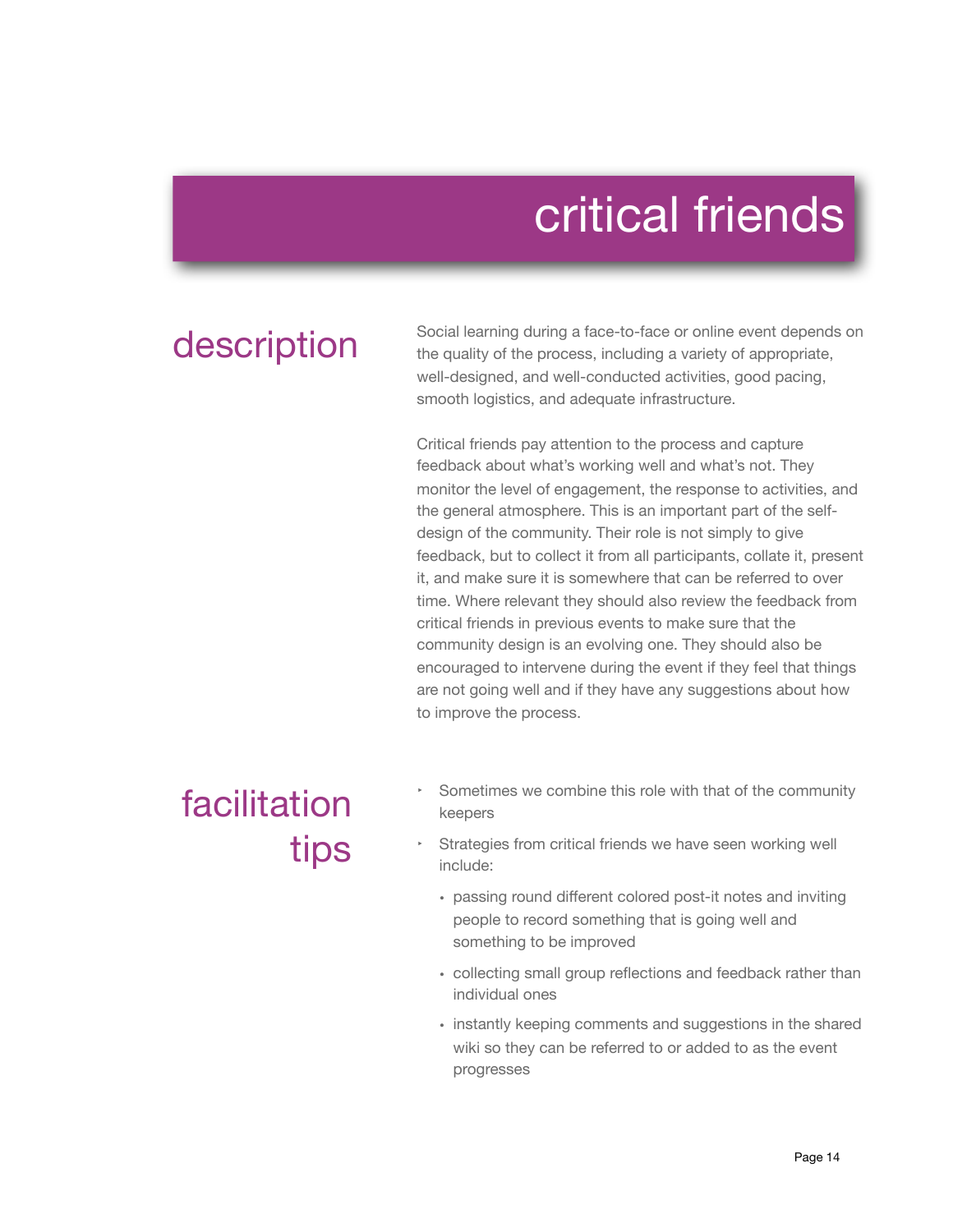# critical friends

## description

Social learning during a face-to-face or online event depends on the quality of the process, including a variety of appropriate, well-designed, and well-conducted activities, good pacing, smooth logistics, and adequate infrastructure.

Critical friends pay attention to the process and capture feedback about what's working well and what's not. They monitor the level of engagement, the response to activities, and the general atmosphere. This is an important part of the self-design of the community. Their role is not simply to give feedback, but to collect it from all participants, collate it, present it, and make sure it is somewhere that can be referred to over time. Where relevant they should also review the feedback from critical friends in previous events to make sure that the community design is an evolving one. They should also be encouraged to intervene during the event if they feel that things are not going well and if they have any suggestions about how to improve the process.

## facilitation tips

- Sometimes we combine this role with that of the community keepers
- Strategies from critical friends we have seen working well include:
  - passing round different colored post-it notes and inviting people to record something that is going well and something to be improved
  - collecting small group reflections and feedback rather than individual ones
  - instantly keeping comments and suggestions in the shared wiki so they can be referred to or added to as the event progresses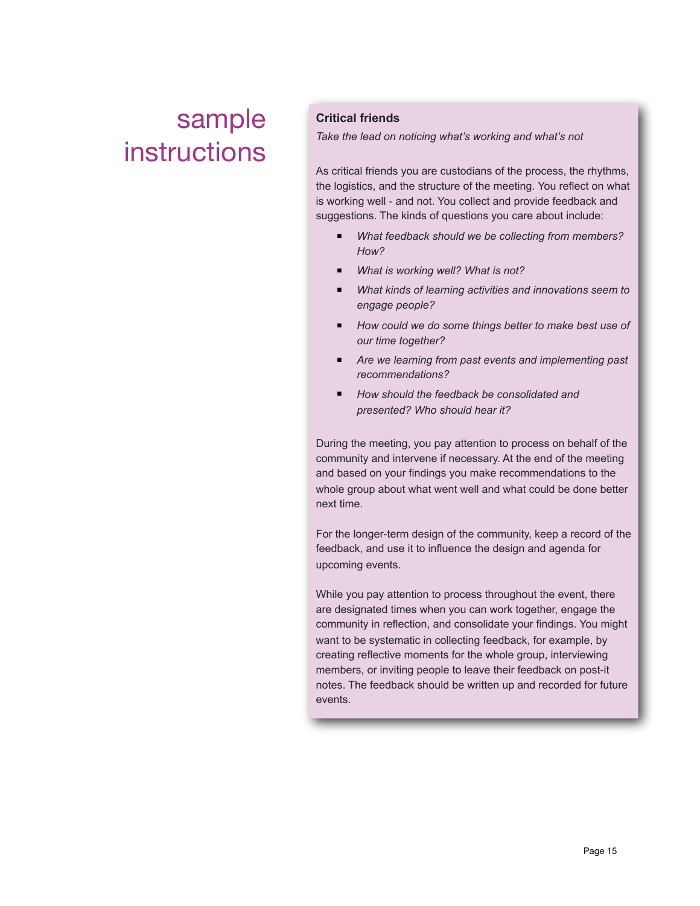# sample instructions

**Critical friends**

*Take the lead on noticing what's working and what's not*

As critical friends you are custodians of the process, the rhythms, the logistics, and the structure of the meeting. You reflect on what is working well - and not. You collect and provide feedback and suggestions. The kinds of questions you care about include:

- *What feedback should we be collecting from members? How?*
- *What is working well? What is not?*
- *What kinds of learning activities and innovations seem to engage people?*
- *How could we do some things better to make best use of our time together?*
- *Are we learning from past events and implementing past recommendations?*
- *How should the feedback be consolidated and presented? Who should hear it?*

During the meeting, you pay attention to process on behalf of the community and intervene if necessary. At the end of the meeting and based on your findings you make recommendations to the whole group about what went well and what could be done better next time.

For the longer-term design of the community, keep a record of the feedback, and use it to influence the design and agenda for upcoming events.

While you pay attention to process throughout the event, there are designated times when you can work together, engage the community in reflection, and consolidate your findings. You might want to be systematic in collecting feedback, for example, by creating reflective moments for the whole group, interviewing members, or inviting people to leave their feedback on post-it notes. The feedback should be written up and recorded for future events.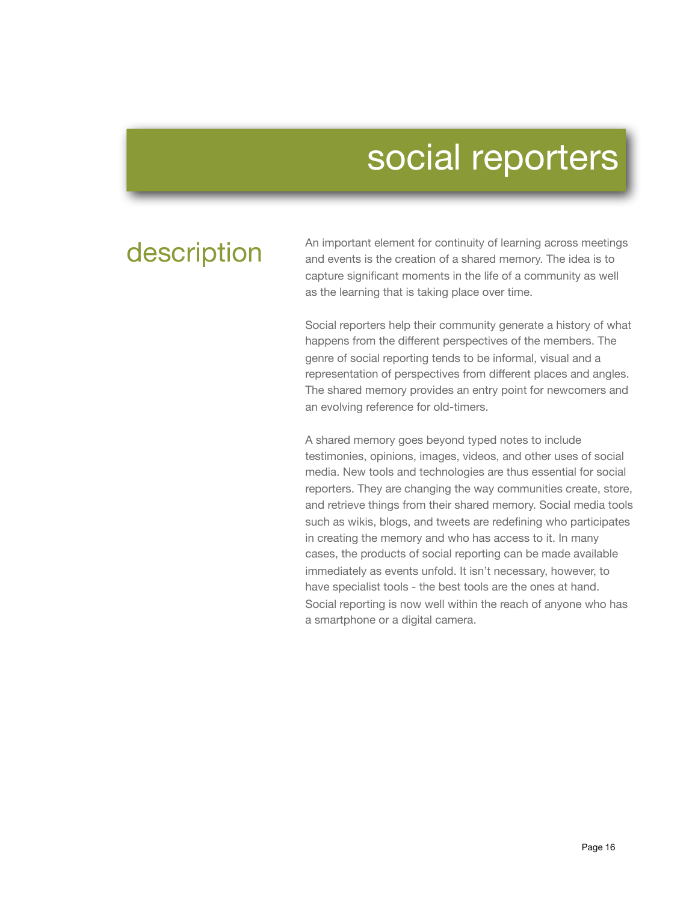# social reporters

## description

An important element for continuity of learning across meetings and events is the creation of a shared memory. The idea is to capture significant moments in the life of a community as well as the learning that is taking place over time.

Social reporters help their community generate a history of what happens from the different perspectives of the members. The genre of social reporting tends to be informal, visual and a representation of perspectives from different places and angles. The shared memory provides an entry point for newcomers and an evolving reference for old-timers.

A shared memory goes beyond typed notes to include testimonies, opinions, images, videos, and other uses of social media. New tools and technologies are thus essential for social reporters. They are changing the way communities create, store, and retrieve things from their shared memory. Social media tools such as wikis, blogs, and tweets are redefining who participates in creating the memory and who has access to it. In many cases, the products of social reporting can be made available immediately as events unfold. It isn't necessary, however, to have specialist tools - the best tools are the ones at hand. Social reporting is now well within the reach of anyone who has a smartphone or a digital camera.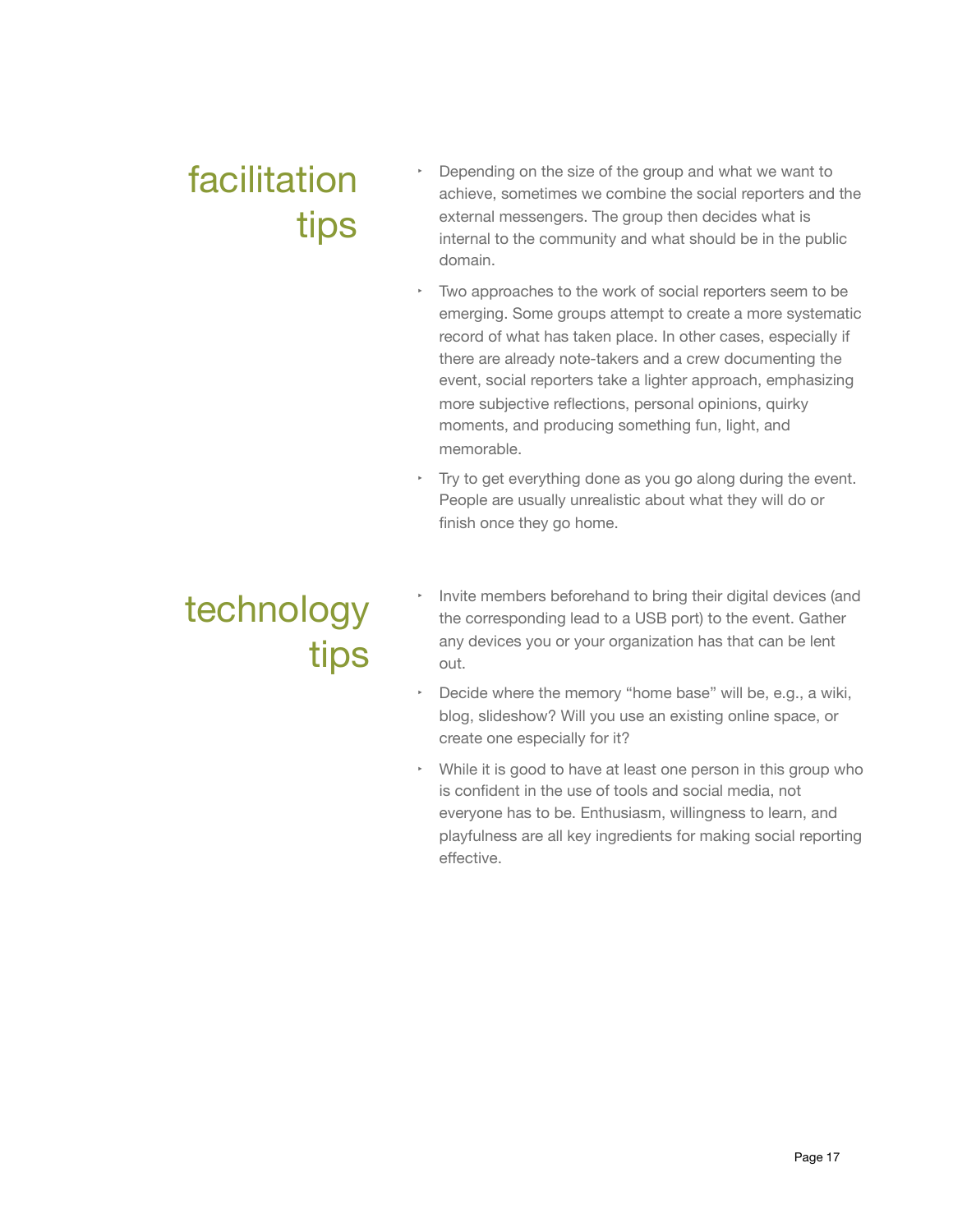## facilitation tips

- Depending on the size of the group and what we want to achieve, sometimes we combine the social reporters and the external messengers. The group then decides what is internal to the community and what should be in the public domain.
- Two approaches to the work of social reporters seem to be emerging. Some groups attempt to create a more systematic record of what has taken place. In other cases, especially if there are already note-takers and a crew documenting the event, social reporters take a lighter approach, emphasizing more subjective reflections, personal opinions, quirky moments, and producing something fun, light, and memorable.
- Try to get everything done as you go along during the event. People are usually unrealistic about what they will do or finish once they go home.

## technology tips

- Invite members beforehand to bring their digital devices (and the corresponding lead to a USB port) to the event. Gather any devices you or your organization has that can be lent out.
- Decide where the memory "home base" will be, e.g., a wiki, blog, slideshow? Will you use an existing online space, or create one especially for it?
- While it is good to have at least one person in this group who is confident in the use of tools and social media, not everyone has to be. Enthusiasm, willingness to learn, and playfulness are all key ingredients for making social reporting effective.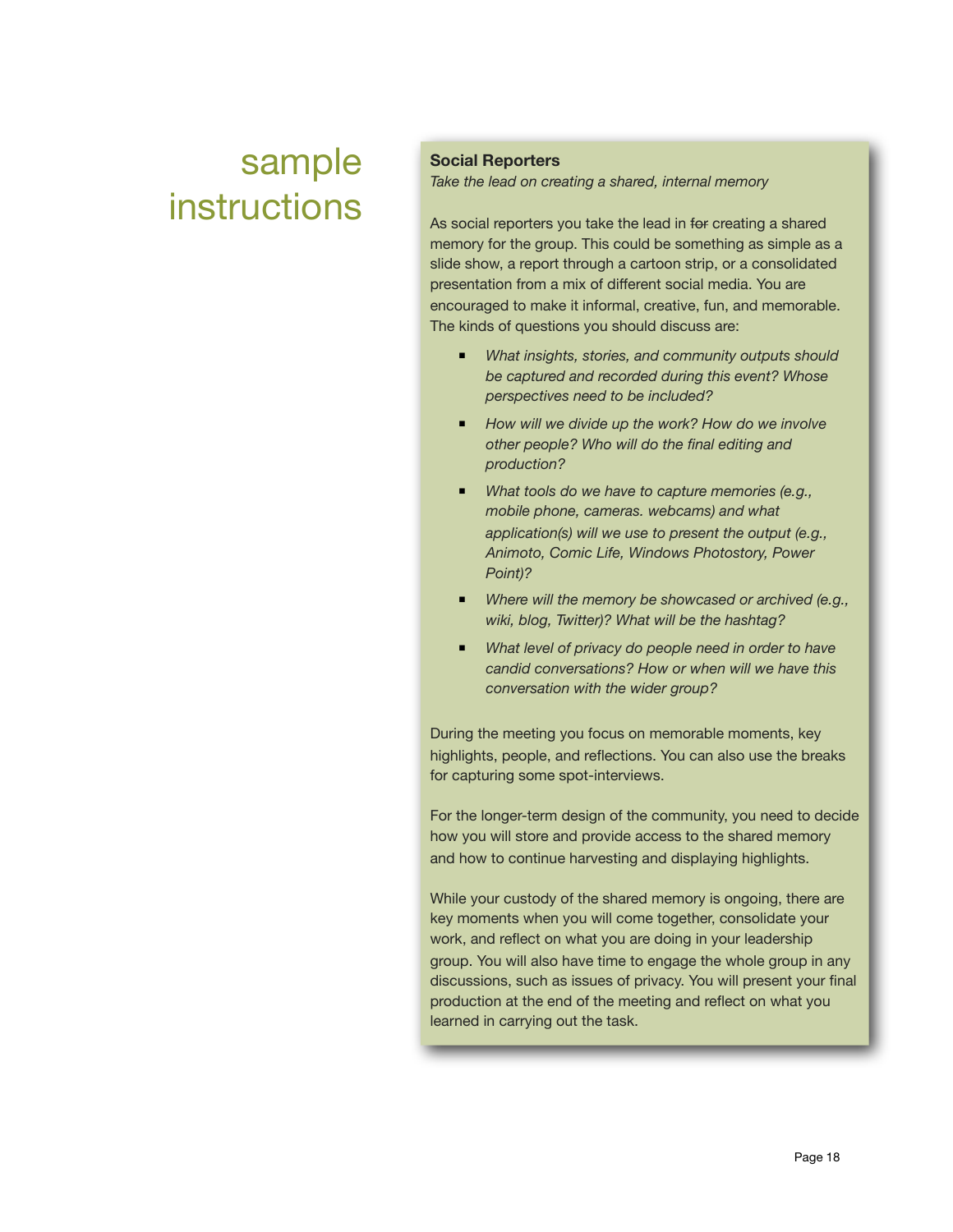# sample instructions

**Social Reporters**

*Take the lead on creating a shared, internal memory*

As social reporters you take the lead in ~~for~~ creating a shared memory for the group. This could be something as simple as a slide show, a report through a cartoon strip, or a consolidated presentation from a mix of different social media. You are encouraged to make it informal, creative, fun, and memorable. The kinds of questions you should discuss are:

- *What insights, stories, and community outputs should be captured and recorded during this event? Whose perspectives need to be included?*
- *How will we divide up the work? How do we involve other people? Who will do the final editing and production?*
- *What tools do we have to capture memories (e.g., mobile phone, cameras. webcams) and what application(s) will we use to present the output (e.g., Animoto, Comic Life, Windows Photostory, Power Point)?*
- *Where will the memory be showcased or archived (e.g., wiki, blog, Twitter)? What will be the hashtag?*
- *What level of privacy do people need in order to have candid conversations? How or when will we have this conversation with the wider group?*

During the meeting you focus on memorable moments, key highlights, people, and reflections. You can also use the breaks for capturing some spot-interviews.

For the longer-term design of the community, you need to decide how you will store and provide access to the shared memory and how to continue harvesting and displaying highlights.

While your custody of the shared memory is ongoing, there are key moments when you will come together, consolidate your work, and reflect on what you are doing in your leadership group. You will also have time to engage the whole group in any discussions, such as issues of privacy. You will present your final production at the end of the meeting and reflect on what you learned in carrying out the task.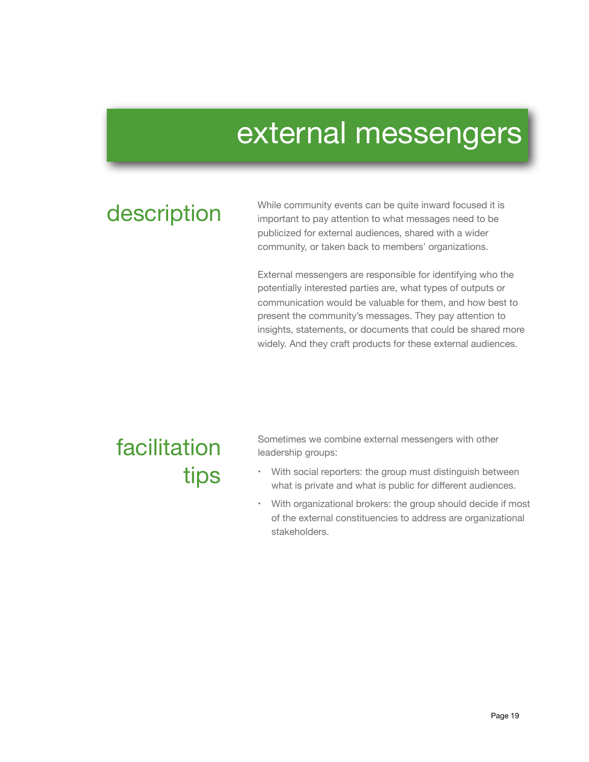# external messengers

## description

While community events can be quite inward focused it is important to pay attention to what messages need to be publicized for external audiences, shared with a wider community, or taken back to members' organizations.

External messengers are responsible for identifying who the potentially interested parties are, what types of outputs or communication would be valuable for them, and how best to present the community's messages. They pay attention to insights, statements, or documents that could be shared more widely. And they craft products for these external audiences.

## facilitation tips

Sometimes we combine external messengers with other leadership groups:

- With social reporters: the group must distinguish between what is private and what is public for different audiences.
- With organizational brokers: the group should decide if most of the external constituencies to address are organizational stakeholders.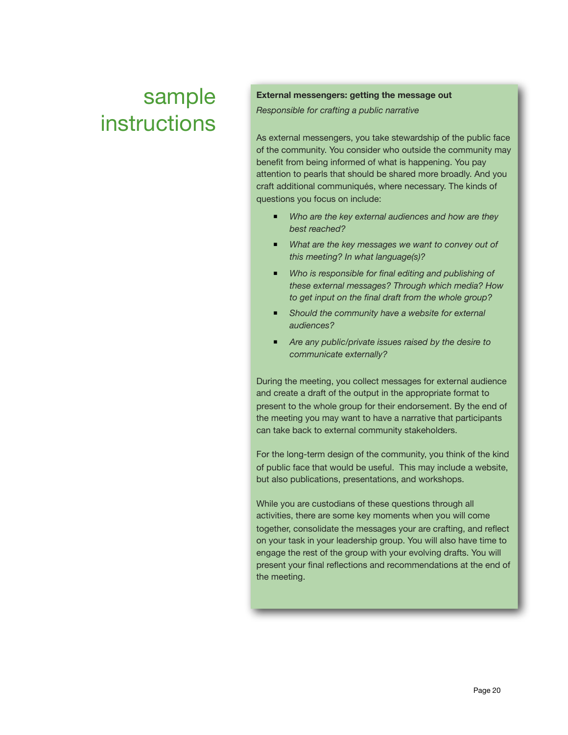# sample instructions

**External messengers: getting the message out**

*Responsible for crafting a public narrative*

As external messengers, you take stewardship of the public face of the community. You consider who outside the community may benefit from being informed of what is happening. You pay attention to pearls that should be shared more broadly. And you craft additional communiqués, where necessary. The kinds of questions you focus on include:

- *Who are the key external audiences and how are they best reached?*
- *What are the key messages we want to convey out of this meeting? In what language(s)?*
- *Who is responsible for final editing and publishing of these external messages? Through which media? How to get input on the final draft from the whole group?*
- *Should the community have a website for external audiences?*
- *Are any public/private issues raised by the desire to communicate externally?*

During the meeting, you collect messages for external audience and create a draft of the output in the appropriate format to present to the whole group for their endorsement. By the end of the meeting you may want to have a narrative that participants can take back to external community stakeholders.

For the long-term design of the community, you think of the kind of public face that would be useful. This may include a website, but also publications, presentations, and workshops.

While you are custodians of these questions through all activities, there are some key moments when you will come together, consolidate the messages your are crafting, and reflect on your task in your leadership group. You will also have time to engage the rest of the group with your evolving drafts. You will present your final reflections and recommendations at the end of the meeting.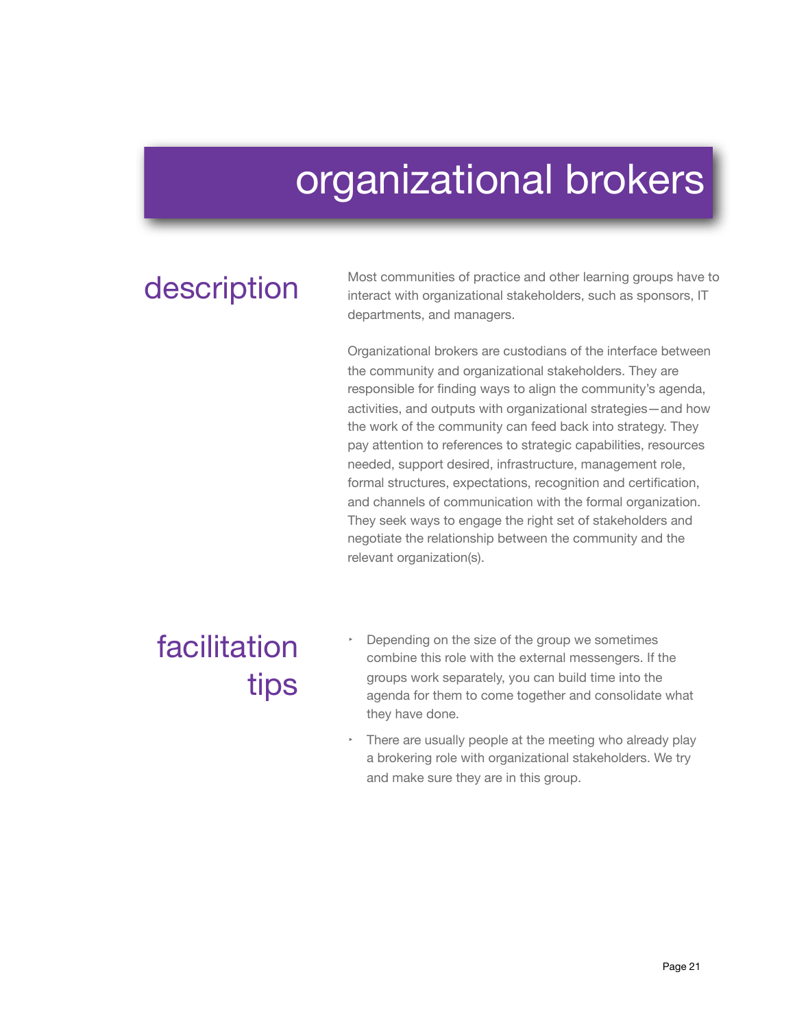# organizational brokers

## description

Most communities of practice and other learning groups have to interact with organizational stakeholders, such as sponsors, IT departments, and managers.

Organizational brokers are custodians of the interface between the community and organizational stakeholders. They are responsible for finding ways to align the community's agenda, activities, and outputs with organizational strategies—and how the work of the community can feed back into strategy. They pay attention to references to strategic capabilities, resources needed, support desired, infrastructure, management role, formal structures, expectations, recognition and certification, and channels of communication with the formal organization. They seek ways to engage the right set of stakeholders and negotiate the relationship between the community and the relevant organization(s).

## facilitation tips

- Depending on the size of the group we sometimes combine this role with the external messengers. If the groups work separately, you can build time into the agenda for them to come together and consolidate what they have done.
- There are usually people at the meeting who already play a brokering role with organizational stakeholders. We try and make sure they are in this group.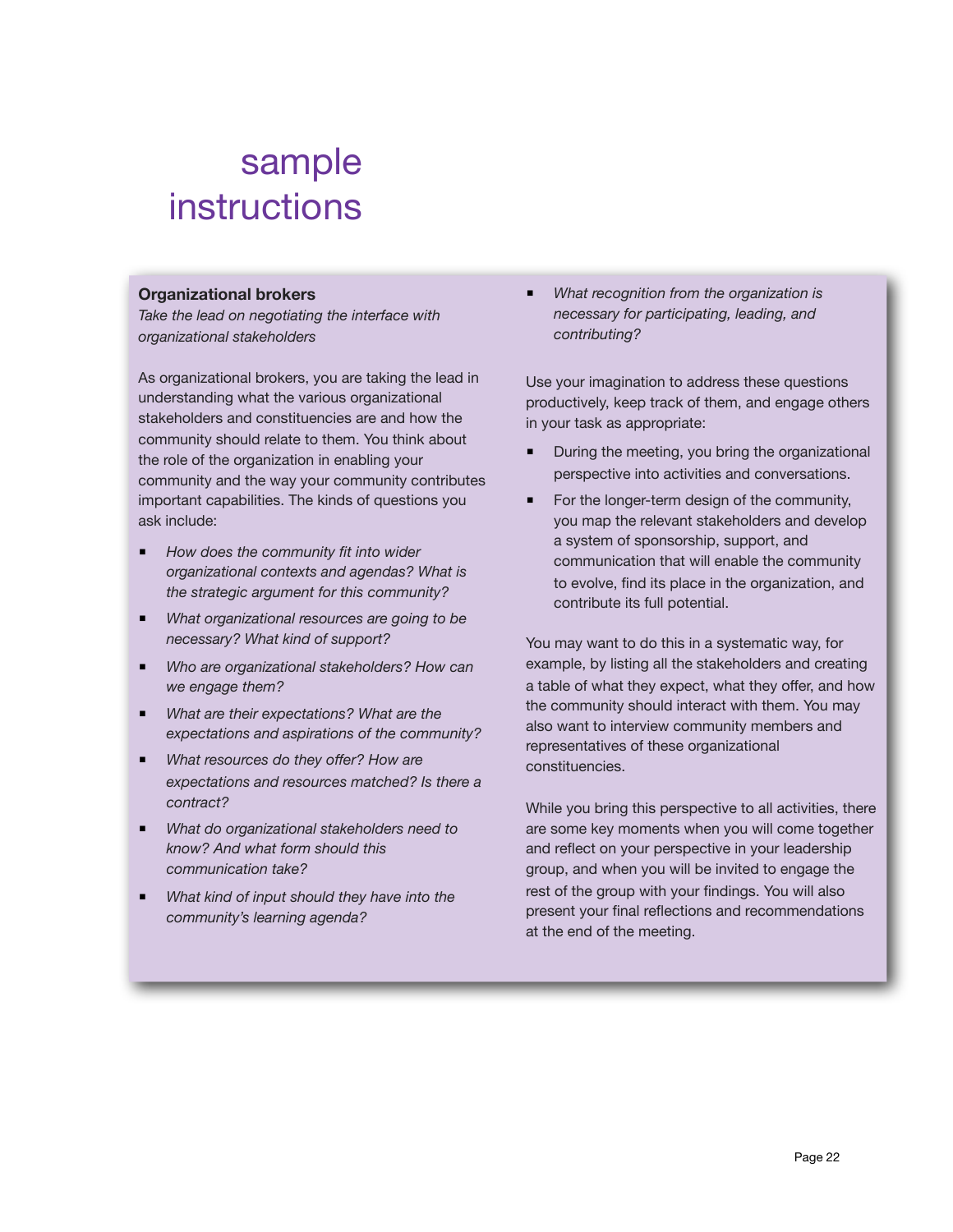# sample instructions

## Organizational brokers

*Take the lead on negotiating the interface with organizational stakeholders*

As organizational brokers, you are taking the lead in understanding what the various organizational stakeholders and constituencies are and how the community should relate to them. You think about the role of the organization in enabling your community and the way your community contributes important capabilities. The kinds of questions you ask include:

- *How does the community fit into wider organizational contexts and agendas? What is the strategic argument for this community?*
- *What organizational resources are going to be necessary? What kind of support?*
- *Who are organizational stakeholders? How can we engage them?*
- *What are their expectations? What are the expectations and aspirations of the community?*
- *What resources do they offer? How are expectations and resources matched? Is there a contract?*
- *What do organizational stakeholders need to know? And what form should this communication take?*
- *What kind of input should they have into the community's learning agenda?*
- *What recognition from the organization is necessary for participating, leading, and contributing?*

Use your imagination to address these questions productively, keep track of them, and engage others in your task as appropriate:

- During the meeting, you bring the organizational perspective into activities and conversations.
- For the longer-term design of the community, you map the relevant stakeholders and develop a system of sponsorship, support, and communication that will enable the community to evolve, find its place in the organization, and contribute its full potential.

You may want to do this in a systematic way, for example, by listing all the stakeholders and creating a table of what they expect, what they offer, and how the community should interact with them. You may also want to interview community members and representatives of these organizational constituencies.

While you bring this perspective to all activities, there are some key moments when you will come together and reflect on your perspective in your leadership group, and when you will be invited to engage the rest of the group with your findings. You will also present your final reflections and recommendations at the end of the meeting.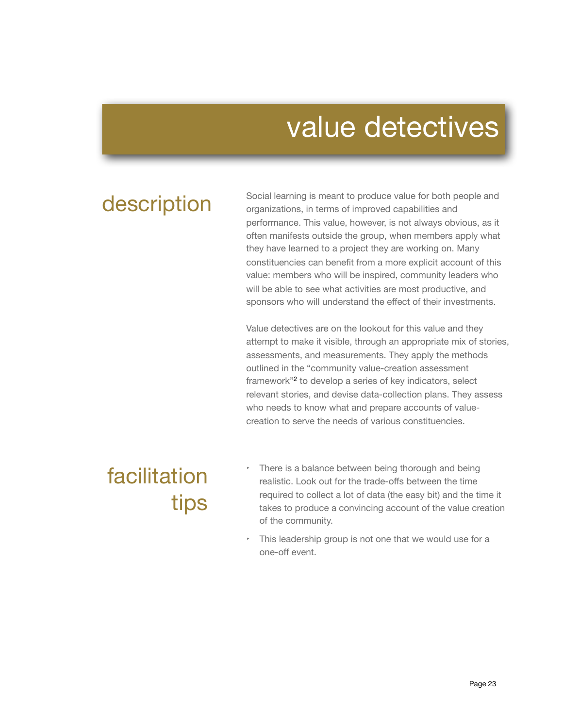# value detectives

## description

Social learning is meant to produce value for both people and organizations, in terms of improved capabilities and performance. This value, however, is not always obvious, as it often manifests outside the group, when members apply what they have learned to a project they are working on. Many constituencies can benefit from a more explicit account of this value: members who will be inspired, community leaders who will be able to see what activities are most productive, and sponsors who will understand the effect of their investments.

Value detectives are on the lookout for this value and they attempt to make it visible, through an appropriate mix of stories, assessments, and measurements. They apply the methods outlined in the "community value-creation assessment framework"[2] to develop a series of key indicators, select relevant stories, and devise data-collection plans. They assess who needs to know what and prepare accounts of value-creation to serve the needs of various constituencies.

## facilitation tips

- There is a balance between being thorough and being realistic. Look out for the trade-offs between the time required to collect a lot of data (the easy bit) and the time it takes to produce a convincing account of the value creation of the community.
- This leadership group is not one that we would use for a one-off event.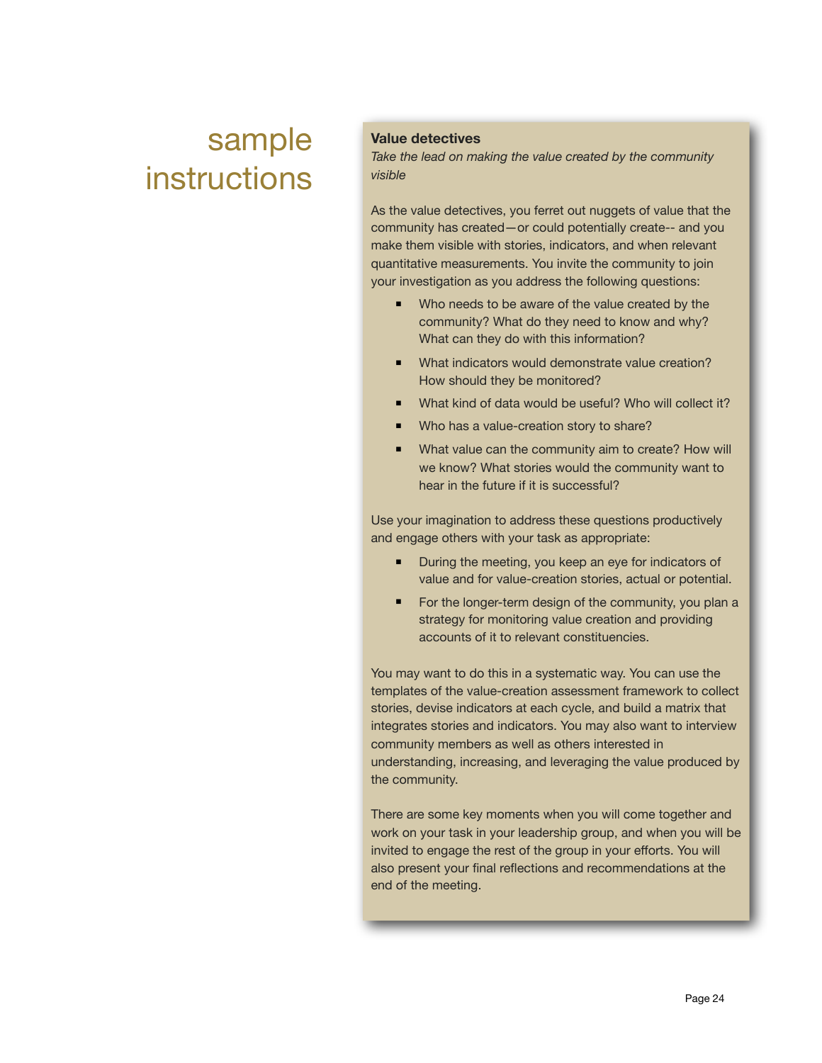# sample instructions

**Value detectives**

*Take the lead on making the value created by the community visible*

As the value detectives, you ferret out nuggets of value that the community has created—or could potentially create-- and you make them visible with stories, indicators, and when relevant quantitative measurements. You invite the community to join your investigation as you address the following questions:

- Who needs to be aware of the value created by the community? What do they need to know and why? What can they do with this information?
- What indicators would demonstrate value creation? How should they be monitored?
- What kind of data would be useful? Who will collect it?
- Who has a value-creation story to share?
- What value can the community aim to create? How will we know? What stories would the community want to hear in the future if it is successful?

Use your imagination to address these questions productively and engage others with your task as appropriate:

- During the meeting, you keep an eye for indicators of value and for value-creation stories, actual or potential.
- For the longer-term design of the community, you plan a strategy for monitoring value creation and providing accounts of it to relevant constituencies.

You may want to do this in a systematic way. You can use the templates of the value-creation assessment framework to collect stories, devise indicators at each cycle, and build a matrix that integrates stories and indicators. You may also want to interview community members as well as others interested in understanding, increasing, and leveraging the value produced by the community.

There are some key moments when you will come together and work on your task in your leadership group, and when you will be invited to engage the rest of the group in your efforts. You will also present your final reflections and recommendations at the end of the meeting.